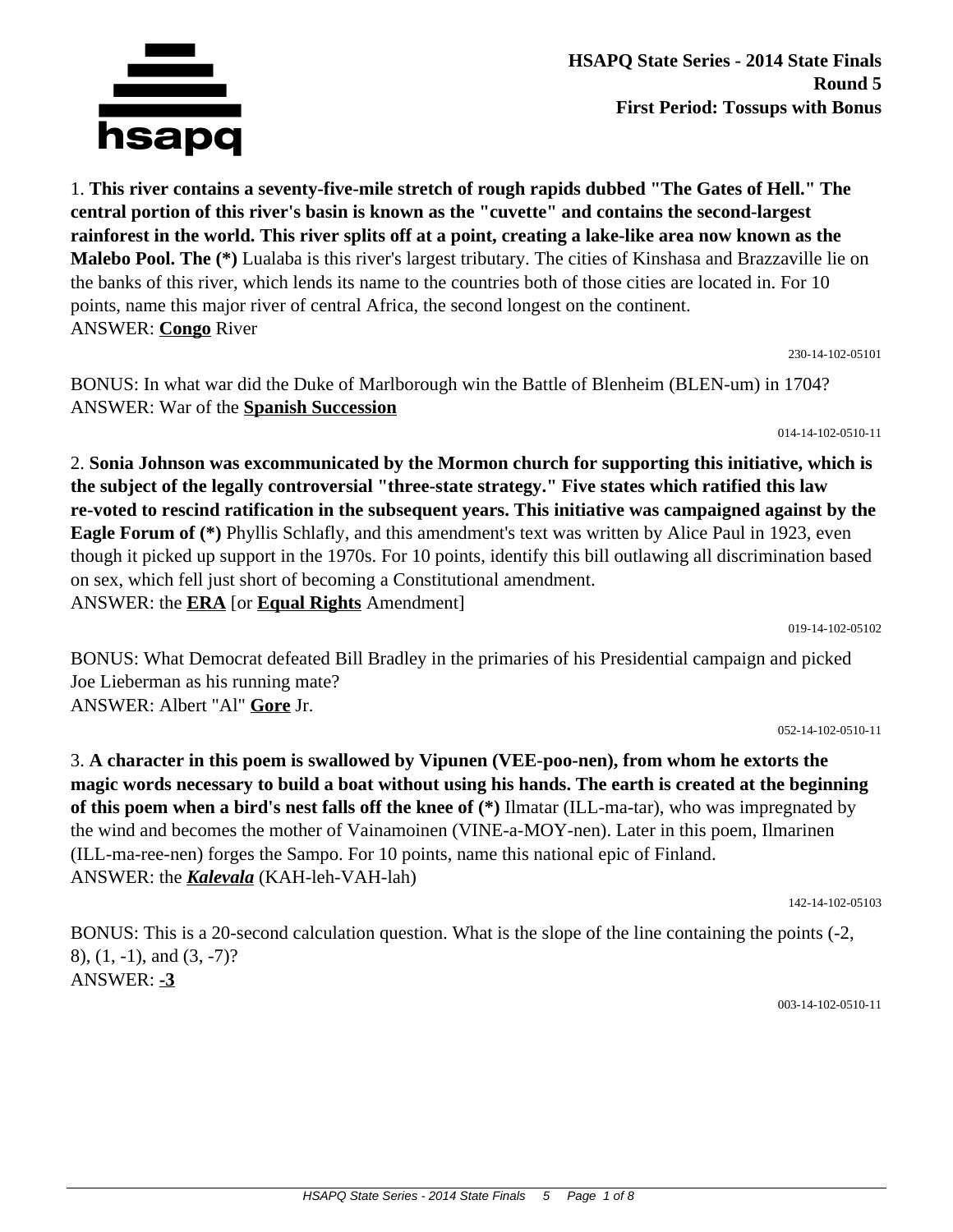**HSAPQ State Series - 2014 State Finals**
**Round 5**
**First Period: Tossups with Bonus**

1. **This river contains a seventy-five-mile stretch of rough rapids dubbed "The Gates of Hell." The central portion of this river's basin is known as the "cuvette" and contains the second-largest rainforest in the world. This river splits off at a point, creating a lake-like area now known as the Malebo Pool. The (*)** Lualaba is this river's largest tributary. The cities of Kinshasa and Brazzaville lie on the banks of this river, which lends its name to the countries both of those cities are located in. For 10 points, name this major river of central Africa, the second longest on the continent.
ANSWER: **Congo** River

230-14-102-05101

BONUS: In what war did the Duke of Marlborough win the Battle of Blenheim (BLEN-um) in 1704?
ANSWER: War of the **Spanish Succession**

014-14-102-0510-11

2. **Sonia Johnson was excommunicated by the Mormon church for supporting this initiative, which is the subject of the legally controversial "three-state strategy." Five states which ratified this law re-voted to rescind ratification in the subsequent years. This initiative was campaigned against by the Eagle Forum of (*)** Phyllis Schlafly, and this amendment's text was written by Alice Paul in 1923, even though it picked up support in the 1970s. For 10 points, identify this bill outlawing all discrimination based on sex, which fell just short of becoming a Constitutional amendment.
ANSWER: the **ERA** [or **Equal Rights** Amendment]

019-14-102-05102

BONUS: What Democrat defeated Bill Bradley in the primaries of his Presidential campaign and picked Joe Lieberman as his running mate?
ANSWER: Albert "Al" **Gore** Jr.

052-14-102-0510-11

3. **A character in this poem is swallowed by Vipunen (VEE-poo-nen), from whom he extorts the magic words necessary to build a boat without using his hands. The earth is created at the beginning of this poem when a bird's nest falls off the knee of (*)** Ilmatar (ILL-ma-tar), who was impregnated by the wind and becomes the mother of Vainamoinen (VINE-a-MOY-nen). Later in this poem, Ilmarinen (ILL-ma-ree-nen) forges the Sampo. For 10 points, name this national epic of Finland.
ANSWER: the ***Kalevala*** (KAH-leh-VAH-lah)

142-14-102-05103

BONUS: This is a 20-second calculation question. What is the slope of the line containing the points (-2, 8), (1, -1), and (3, -7)?
ANSWER: **-3**

003-14-102-0510-11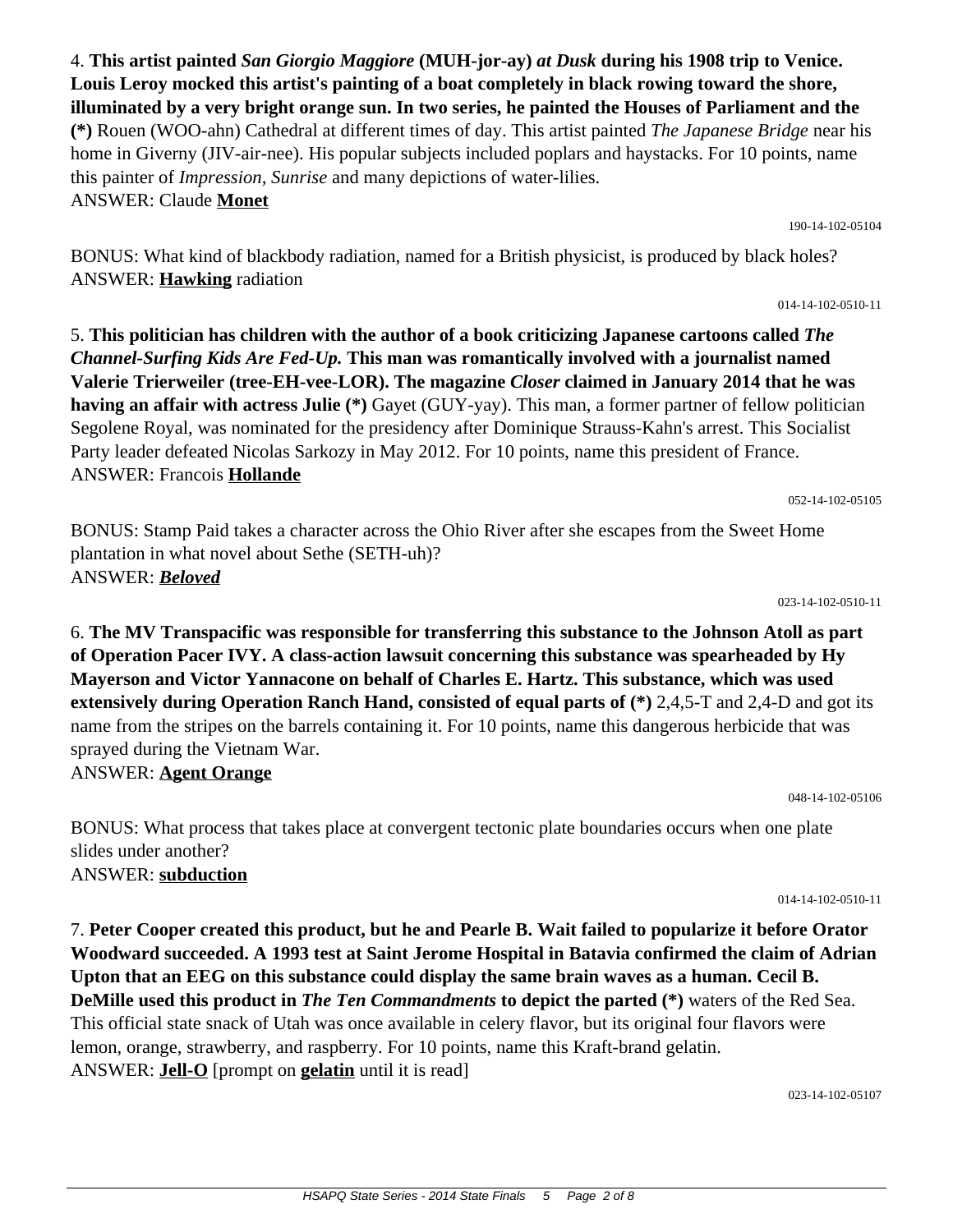4. **This artist painted *San Giorgio Maggiore* (MUH-jor-ay) *at Dusk* during his 1908 trip to Venice. Louis Leroy mocked this artist's painting of a boat completely in black rowing toward the shore, illuminated by a very bright orange sun. In two series, he painted the Houses of Parliament and the (*)** Rouen (WOO-ahn) Cathedral at different times of day. This artist painted *The Japanese Bridge* near his home in Giverny (JIV-air-nee). His popular subjects included poplars and haystacks. For 10 points, name this painter of *Impression, Sunrise* and many depictions of water-lilies.
ANSWER: Claude **Monet**

190-14-102-05104

BONUS: What kind of blackbody radiation, named for a British physicist, is produced by black holes?
ANSWER: **Hawking** radiation

014-14-102-0510-11

5. **This politician has children with the author of a book criticizing Japanese cartoons called *The Channel-Surfing Kids Are Fed-Up.* This man was romantically involved with a journalist named Valerie Trierweiler (tree-EH-vee-LOR). The magazine *Closer* claimed in January 2014 that he was having an affair with actress Julie (*)** Gayet (GUY-yay). This man, a former partner of fellow politician Segolene Royal, was nominated for the presidency after Dominique Strauss-Kahn's arrest. This Socialist Party leader defeated Nicolas Sarkozy in May 2012. For 10 points, name this president of France.
ANSWER: Francois **Hollande**

052-14-102-05105

BONUS: Stamp Paid takes a character across the Ohio River after she escapes from the Sweet Home plantation in what novel about Sethe (SETH-uh)?
ANSWER: ***Beloved***

023-14-102-0510-11

6. **The MV Transpacific was responsible for transferring this substance to the Johnson Atoll as part of Operation Pacer IVY. A class-action lawsuit concerning this substance was spearheaded by Hy Mayerson and Victor Yannacone on behalf of Charles E. Hartz. This substance, which was used extensively during Operation Ranch Hand, consisted of equal parts of (*)** 2,4,5-T and 2,4-D and got its name from the stripes on the barrels containing it. For 10 points, name this dangerous herbicide that was sprayed during the Vietnam War.
ANSWER: **Agent Orange**

048-14-102-05106

BONUS: What process that takes place at convergent tectonic plate boundaries occurs when one plate slides under another?
ANSWER: **subduction**

014-14-102-0510-11

7. **Peter Cooper created this product, but he and Pearle B. Wait failed to popularize it before Orator Woodward succeeded. A 1993 test at Saint Jerome Hospital in Batavia confirmed the claim of Adrian Upton that an EEG on this substance could display the same brain waves as a human. Cecil B. DeMille used this product in *The Ten Commandments* to depict the parted (*)** waters of the Red Sea. This official state snack of Utah was once available in celery flavor, but its original four flavors were lemon, orange, strawberry, and raspberry. For 10 points, name this Kraft-brand gelatin.
ANSWER: **Jell-O** [prompt on **gelatin** until it is read]

023-14-102-05107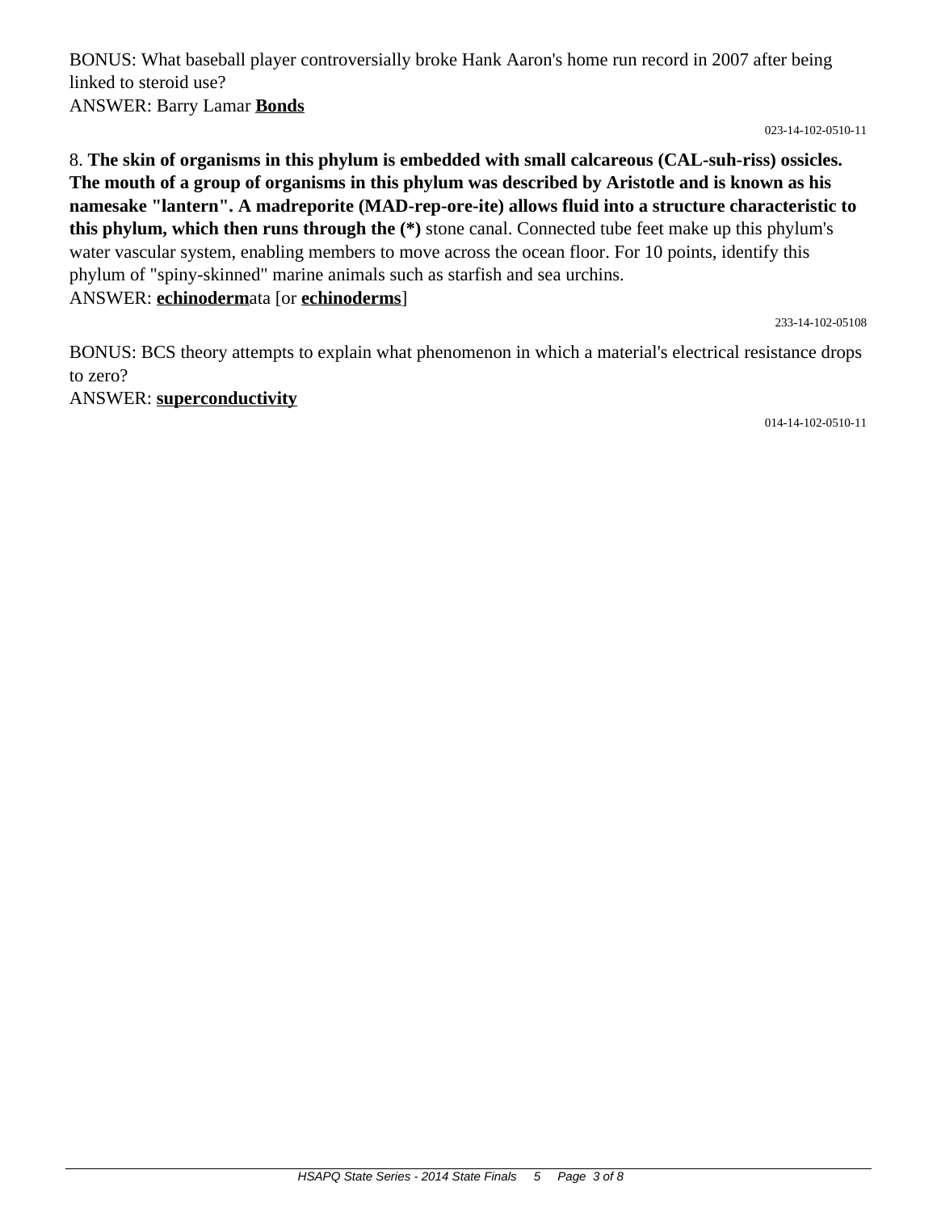BONUS: What baseball player controversially broke Hank Aaron's home run record in 2007 after being linked to steroid use?
ANSWER: Barry Lamar **Bonds**

023-14-102-0510-11

8. **The skin of organisms in this phylum is embedded with small calcareous (CAL-suh-riss) ossicles. The mouth of a group of organisms in this phylum was described by Aristotle and is known as his namesake "lantern". A madreporite (MAD-rep-ore-ite) allows fluid into a structure characteristic to this phylum, which then runs through the (*)** stone canal. Connected tube feet make up this phylum's water vascular system, enabling members to move across the ocean floor. For 10 points, identify this phylum of "spiny-skinned" marine animals such as starfish and sea urchins.
ANSWER: **echinoderm**ata [or **echinoderms**]

233-14-102-05108

BONUS: BCS theory attempts to explain what phenomenon in which a material's electrical resistance drops to zero?
ANSWER: **superconductivity**

014-14-102-0510-11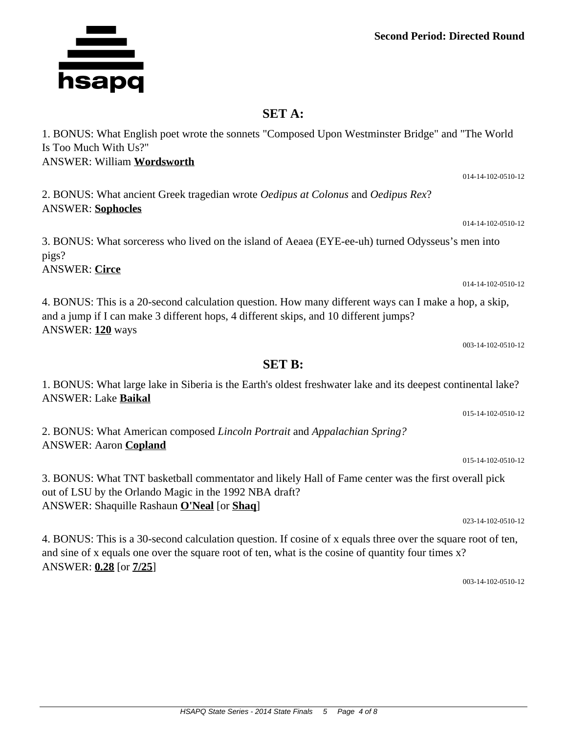**Second Period: Directed Round**

## SET A:

1. BONUS: What English poet wrote the sonnets "Composed Upon Westminster Bridge" and "The World Is Too Much With Us?"
ANSWER: William **Wordsworth**

014-14-102-0510-12

2. BONUS: What ancient Greek tragedian wrote *Oedipus at Colonus* and *Oedipus Rex*?
ANSWER: **Sophocles**

014-14-102-0510-12

3. BONUS: What sorceress who lived on the island of Aeaea (EYE-ee-uh) turned Odysseus's men into pigs?
ANSWER: **Circe**

014-14-102-0510-12

4. BONUS: This is a 20-second calculation question. How many different ways can I make a hop, a skip, and a jump if I can make 3 different hops, 4 different skips, and 10 different jumps?
ANSWER: **120** ways

003-14-102-0510-12

## SET B:

1. BONUS: What large lake in Siberia is the Earth's oldest freshwater lake and its deepest continental lake?
ANSWER: Lake **Baikal**

015-14-102-0510-12

2. BONUS: What American composed *Lincoln Portrait* and *Appalachian Spring?*
ANSWER: Aaron **Copland**

015-14-102-0510-12

3. BONUS: What TNT basketball commentator and likely Hall of Fame center was the first overall pick out of LSU by the Orlando Magic in the 1992 NBA draft?
ANSWER: Shaquille Rashaun **O'Neal** [or **Shaq**]

023-14-102-0510-12

4. BONUS: This is a 30-second calculation question. If cosine of x equals three over the square root of ten, and sine of x equals one over the square root of ten, what is the cosine of quantity four times x?
ANSWER: **0.28** [or **7/25**]

003-14-102-0510-12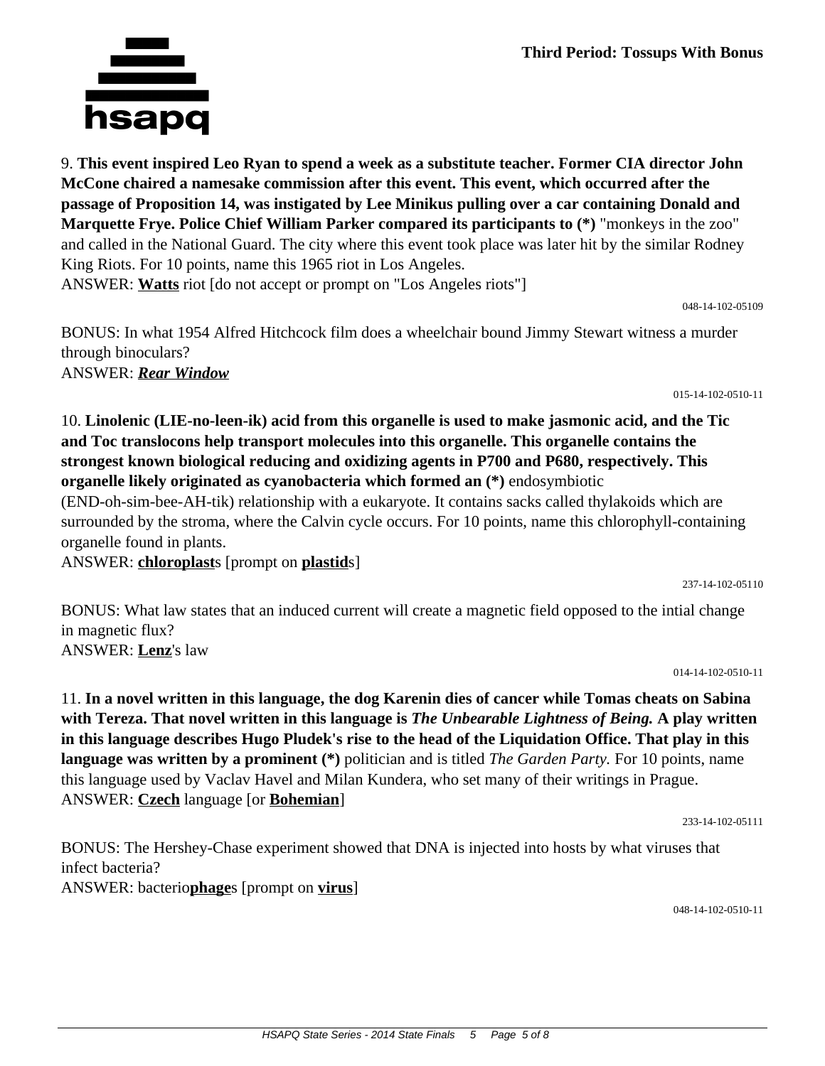9. **This event inspired Leo Ryan to spend a week as a substitute teacher. Former CIA director John McCone chaired a namesake commission after this event. This event, which occurred after the passage of Proposition 14, was instigated by Lee Minikus pulling over a car containing Donald and Marquette Frye. Police Chief William Parker compared its participants to (*)** "monkeys in the zoo" and called in the National Guard. The city where this event took place was later hit by the similar Rodney King Riots. For 10 points, name this 1965 riot in Los Angeles.
ANSWER: **Watts** riot [do not accept or prompt on "Los Angeles riots"]

048-14-102-05109

BONUS: In what 1954 Alfred Hitchcock film does a wheelchair bound Jimmy Stewart witness a murder through binoculars?
ANSWER: ***Rear Window***

015-14-102-0510-11

10. **Linolenic (LIE-no-leen-ik) acid from this organelle is used to make jasmonic acid, and the Tic and Toc translocons help transport molecules into this organelle. This organelle contains the strongest known biological reducing and oxidizing agents in P700 and P680, respectively. This organelle likely originated as cyanobacteria which formed an (*)** endosymbiotic (END-oh-sim-bee-AH-tik) relationship with a eukaryote. It contains sacks called thylakoids which are surrounded by the stroma, where the Calvin cycle occurs. For 10 points, name this chlorophyll-containing organelle found in plants.
ANSWER: **chloroplast**s [prompt on **plastid**s]

237-14-102-05110

BONUS: What law states that an induced current will create a magnetic field opposed to the intial change in magnetic flux?
ANSWER: **Lenz**'s law

014-14-102-0510-11

11. **In a novel written in this language, the dog Karenin dies of cancer while Tomas cheats on Sabina with Tereza. That novel written in this language is *The Unbearable Lightness of Being.* A play written in this language describes Hugo Pludek's rise to the head of the Liquidation Office. That play in this language was written by a prominent (*)** politician and is titled *The Garden Party.* For 10 points, name this language used by Vaclav Havel and Milan Kundera, who set many of their writings in Prague.
ANSWER: **Czech** language [or **Bohemian**]

233-14-102-05111

BONUS: The Hershey-Chase experiment showed that DNA is injected into hosts by what viruses that infect bacteria?
ANSWER: bacterio**phage**s [prompt on **virus**]

048-14-102-0510-11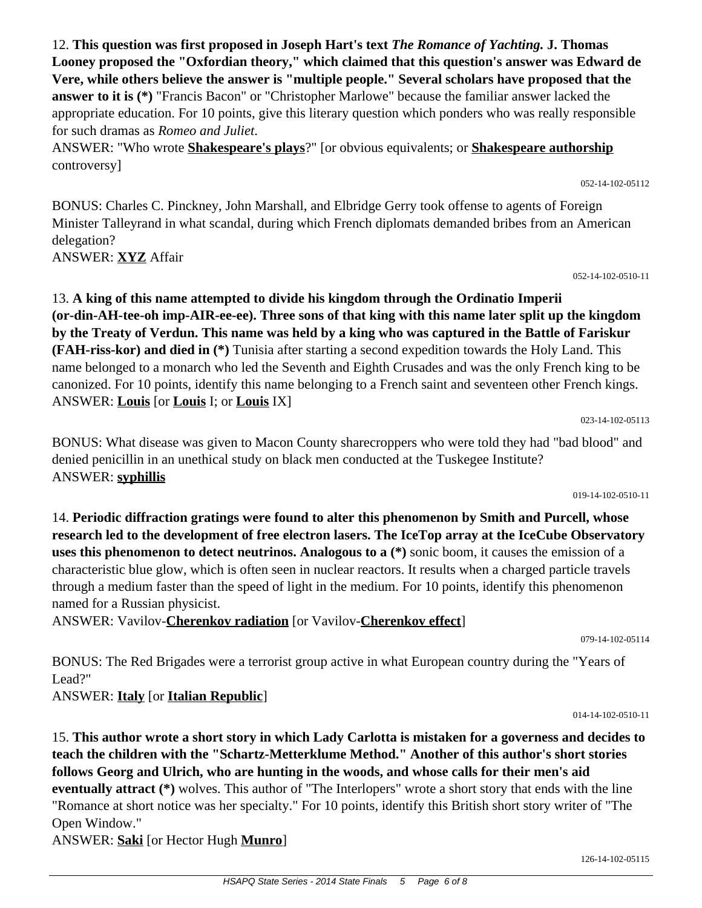12. **This question was first proposed in Joseph Hart's text *The Romance of Yachting.* J. Thomas Looney proposed the "Oxfordian theory," which claimed that this question's answer was Edward de Vere, while others believe the answer is "multiple people." Several scholars have proposed that the answer to it is (*)** "Francis Bacon" or "Christopher Marlowe" because the familiar answer lacked the appropriate education. For 10 points, give this literary question which ponders who was really responsible for such dramas as *Romeo and Juliet*.

ANSWER: "Who wrote **Shakespeare's plays**?" [or obvious equivalents; or **Shakespeare authorship** controversy]

052-14-102-05112

BONUS: Charles C. Pinckney, John Marshall, and Elbridge Gerry took offense to agents of Foreign Minister Talleyrand in what scandal, during which French diplomats demanded bribes from an American delegation?

ANSWER: **XYZ** Affair

052-14-102-0510-11

13. **A king of this name attempted to divide his kingdom through the Ordinatio Imperii (or-din-AH-tee-oh imp-AIR-ee-ee). Three sons of that king with this name later split up the kingdom by the Treaty of Verdun. This name was held by a king who was captured in the Battle of Fariskur (FAH-riss-kor) and died in (*)** Tunisia after starting a second expedition towards the Holy Land. This name belonged to a monarch who led the Seventh and Eighth Crusades and was the only French king to be canonized. For 10 points, identify this name belonging to a French saint and seventeen other French kings.

ANSWER: **Louis** [or **Louis** I; or **Louis** IX]

023-14-102-05113

BONUS: What disease was given to Macon County sharecroppers who were told they had "bad blood" and denied penicillin in an unethical study on black men conducted at the Tuskegee Institute?

ANSWER: **syphillis**

019-14-102-0510-11

14. **Periodic diffraction gratings were found to alter this phenomenon by Smith and Purcell, whose research led to the development of free electron lasers. The IceTop array at the IceCube Observatory uses this phenomenon to detect neutrinos. Analogous to a (*)** sonic boom, it causes the emission of a characteristic blue glow, which is often seen in nuclear reactors. It results when a charged particle travels through a medium faster than the speed of light in the medium. For 10 points, identify this phenomenon named for a Russian physicist.

ANSWER: Vavilov-**Cherenkov radiation** [or Vavilov-**Cherenkov effect**]

079-14-102-05114

BONUS: The Red Brigades were a terrorist group active in what European country during the "Years of Lead?"

ANSWER: **Italy** [or **Italian Republic**]

014-14-102-0510-11

15. **This author wrote a short story in which Lady Carlotta is mistaken for a governess and decides to teach the children with the "Schartz-Metterklume Method." Another of this author's short stories follows Georg and Ulrich, who are hunting in the woods, and whose calls for their men's aid eventually attract (*)** wolves. This author of "The Interlopers" wrote a short story that ends with the line "Romance at short notice was her specialty." For 10 points, identify this British short story writer of "The Open Window."

ANSWER: **Saki** [or Hector Hugh **Munro**]

126-14-102-05115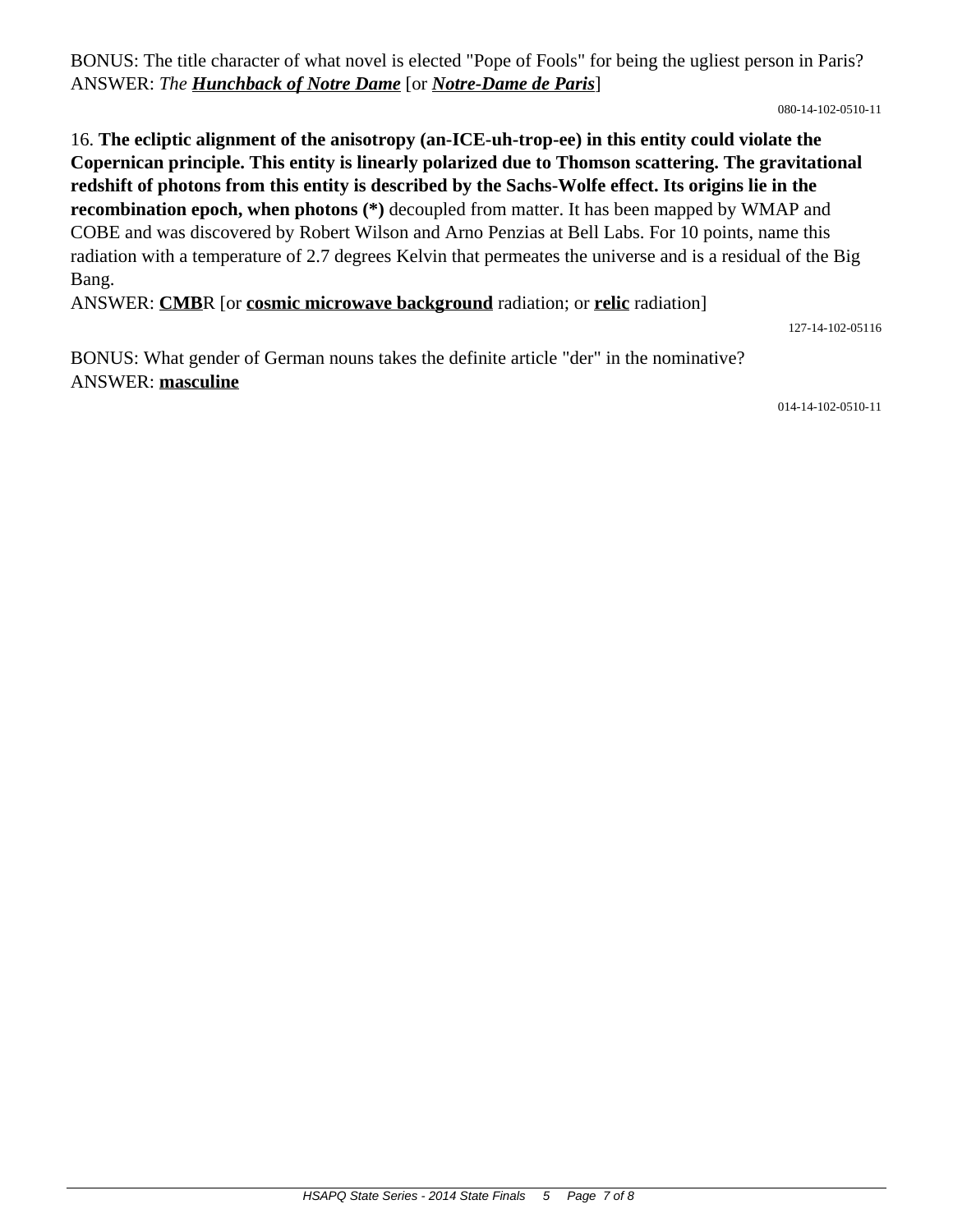BONUS: The title character of what novel is elected "Pope of Fools" for being the ugliest person in Paris?
ANSWER: *The **Hunchback of Notre Dame*** [or ***Notre-Dame de Paris***]

080-14-102-0510-11

16. **The ecliptic alignment of the anisotropy (an-ICE-uh-trop-ee) in this entity could violate the Copernican principle. This entity is linearly polarized due to Thomson scattering. The gravitational redshift of photons from this entity is described by the Sachs-Wolfe effect. Its origins lie in the recombination epoch, when photons (*)** decoupled from matter. It has been mapped by WMAP and COBE and was discovered by Robert Wilson and Arno Penzias at Bell Labs. For 10 points, name this radiation with a temperature of 2.7 degrees Kelvin that permeates the universe and is a residual of the Big Bang.
ANSWER: **CMB**R [or **cosmic microwave background** radiation; or **relic** radiation]

127-14-102-05116

BONUS: What gender of German nouns takes the definite article "der" in the nominative?
ANSWER: **masculine**

014-14-102-0510-11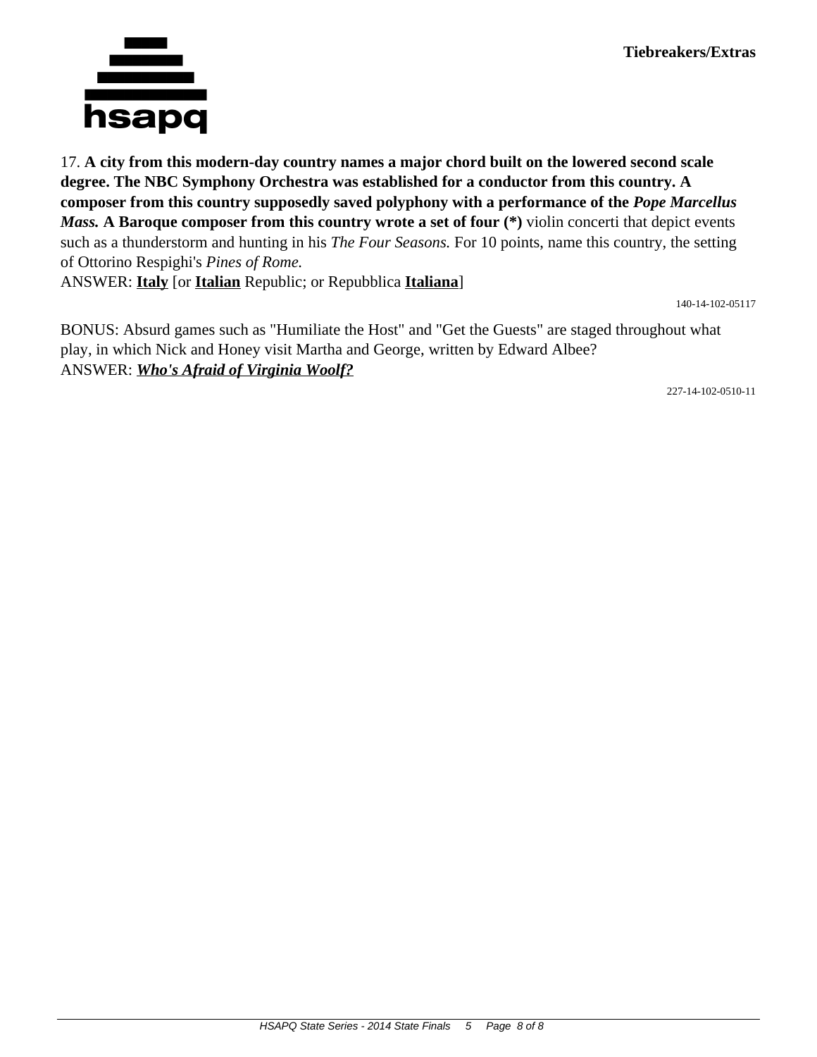Tiebreakers/Extras

17. **A city from this modern-day country names a major chord built on the lowered second scale degree. The NBC Symphony Orchestra was established for a conductor from this country. A composer from this country supposedly saved polyphony with a performance of the *Pope Marcellus Mass.* A Baroque composer from this country wrote a set of four (*)** violin concerti that depict events such as a thunderstorm and hunting in his *The Four Seasons.* For 10 points, name this country, the setting of Ottorino Respighi's *Pines of Rome.*

ANSWER: **Italy** [or **Italian** Republic; or Repubblica **Italiana**]

140-14-102-05117

BONUS: Absurd games such as "Humiliate the Host" and "Get the Guests" are staged throughout what play, in which Nick and Honey visit Martha and George, written by Edward Albee?

ANSWER: ***Who's Afraid of Virginia Woolf?***

227-14-102-0510-11